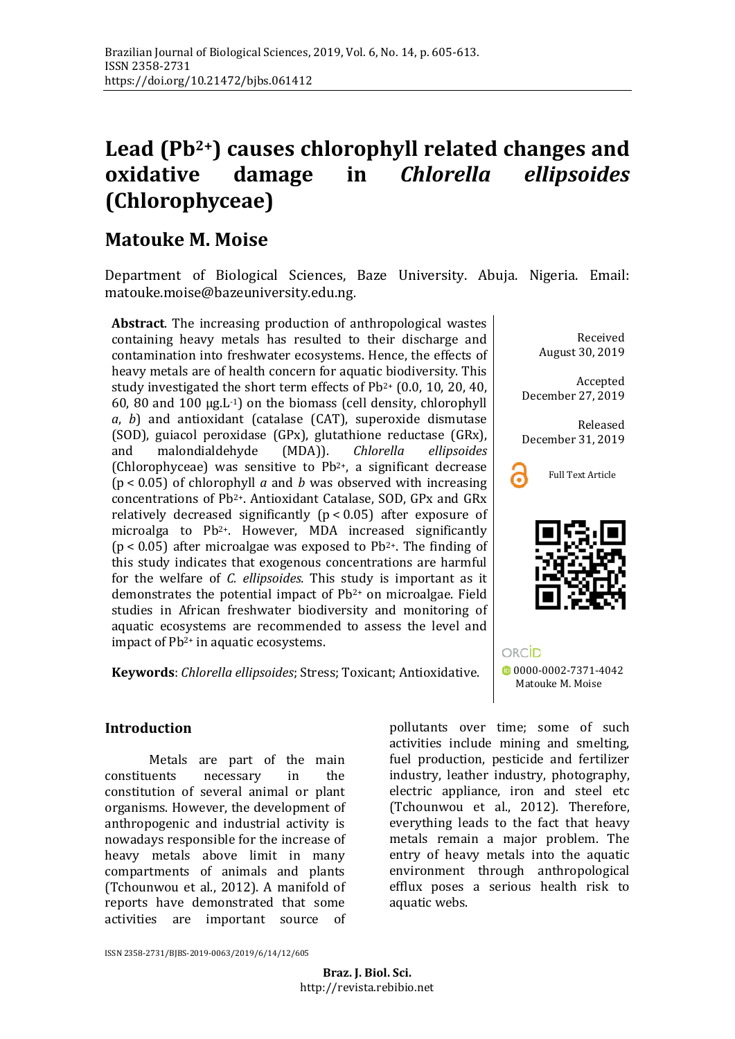# Lead ($Pb^{2+}$) causes chlorophyll related changes and oxidative damage in *Chlorella ellipsoides* (Chlorophyceae)

## Matouke M. Moise

Department of Biological Sciences, Baze University. Abuja. Nigeria. Email: matouke.moise@bazeuniversity.edu.ng.

**Abstract**. The increasing production of anthropological wastes containing heavy metals has resulted to their discharge and contamination into freshwater ecosystems. Hence, the effects of heavy metals are of health concern for aquatic biodiversity. This study investigated the short term effects of $Pb^{2+}$ (0.0, 10, 20, 40, 60, 80 and 100 μg.L$^{-1}$) on the biomass (cell density, chlorophyll *a*, *b*) and antioxidant (catalase (CAT), superoxide dismutase (SOD), guiacol peroxidase (GPx), glutathione reductase (GRx), and malondialdehyde (MDA)). *Chlorella ellipsoides* (Chlorophyceae) was sensitive to $Pb^{2+}$, a significant decrease ($p < 0.05$) of chlorophyll *a* and *b* was observed with increasing concentrations of $Pb^{2+}$. Antioxidant Catalase, SOD, GPx and GRx relatively decreased significantly ($p < 0.05$) after exposure of microalga to $Pb^{2+}$. However, MDA increased significantly ($p < 0.05$) after microalgae was exposed to $Pb^{2+}$. The finding of this study indicates that exogenous concentrations are harmful for the welfare of *C. ellipsoides.* This study is important as it demonstrates the potential impact of $Pb^{2+}$ on microalgae. Field studies in African freshwater biodiversity and monitoring of aquatic ecosystems are recommended to assess the level and impact of $Pb^{2+}$ in aquatic ecosystems.

**Keywords**: *Chlorella ellipsoides*; Stress; Toxicant; Antioxidative.

Received August 30, 2019

Accepted December 27, 2019

Released December 31, 2019

Full Text Article

ORCID 0000-0002-7371-4042 Matouke M. Moise

## Introduction

Metals are part of the main constituents necessary in the constitution of several animal or plant organisms. However, the development of anthropogenic and industrial activity is nowadays responsible for the increase of heavy metals above limit in many compartments of animals and plants (Tchounwou et al., 2012). A manifold of reports have demonstrated that some activities are important source of pollutants over time; some of such activities include mining and smelting, fuel production, pesticide and fertilizer industry, leather industry, photography, electric appliance, iron and steel etc (Tchounwou et al., 2012). Therefore, everything leads to the fact that heavy metals remain a major problem. The entry of heavy metals into the aquatic environment through anthropological efflux poses a serious health risk to aquatic webs.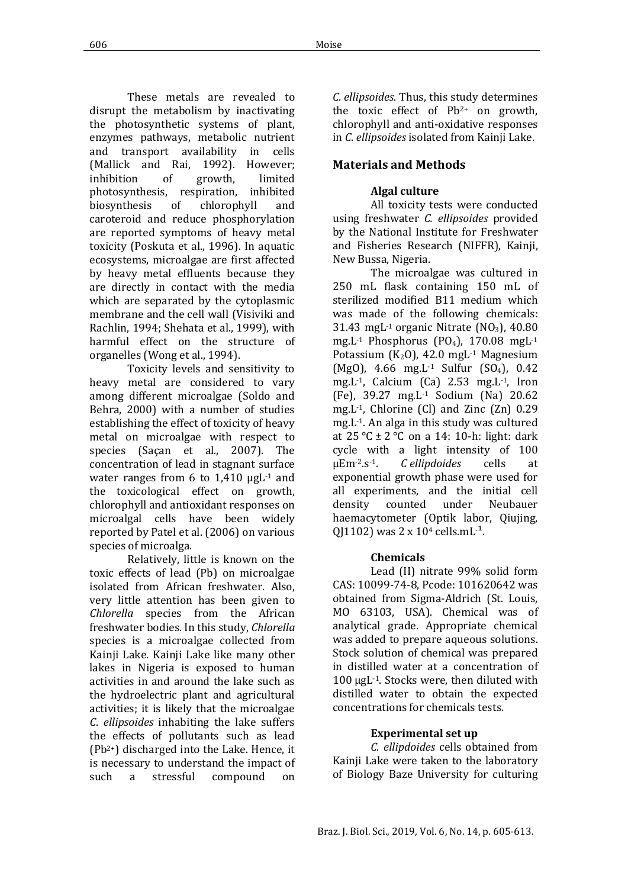These metals are revealed to disrupt the metabolism by inactivating the photosynthetic systems of plant, enzymes pathways, metabolic nutrient and transport availability in cells (Mallick and Rai, 1992). However; inhibition of growth, limited photosynthesis, respiration, inhibited biosynthesis of chlorophyll and caroteroid and reduce phosphorylation are reported symptoms of heavy metal toxicity (Poskuta et al., 1996). In aquatic ecosystems, microalgae are first affected by heavy metal effluents because they are directly in contact with the media which are separated by the cytoplasmic membrane and the cell wall (Visiviki and Rachlin, 1994; Shehata et al., 1999), with harmful effect on the structure of organelles (Wong et al., 1994).

Toxicity levels and sensitivity to heavy metal are considered to vary among different microalgae (Soldo and Behra, 2000) with a number of studies establishing the effect of toxicity of heavy metal on microalgae with respect to species (Saçan et al., 2007). The concentration of lead in stagnant surface water ranges from 6 to 1,410 $\mu gL^{-1}$ and the toxicological effect on growth, chlorophyll and antioxidant responses on microalgal cells have been widely reported by Patel et al. (2006) on various species of microalga.

Relatively, little is known on the toxic effects of lead (Pb) on microalgae isolated from African freshwater. Also, very little attention has been given to *Chlorella* species from the African freshwater bodies. In this study, *Chlorella* species is a microalgae collected from Kainji Lake. Kainji Lake like many other lakes in Nigeria is exposed to human activities in and around the lake such as the hydroelectric plant and agricultural activities; it is likely that the microalgae *C. ellipsoides* inhabiting the lake suffers the effects of pollutants such as lead ($Pb^{2+}$) discharged into the Lake. Hence, it is necessary to understand the impact of such a stressful compound on *C. ellipsoides*. Thus, this study determines the toxic effect of $Pb^{2+}$ on growth, chlorophyll and anti-oxidative responses in *C. ellipsoides* isolated from Kainji Lake.

## Materials and Methods

### Algal culture

All toxicity tests were conducted using freshwater *C. ellipsoides* provided by the National Institute for Freshwater and Fisheries Research (NIFFR), Kainji, New Bussa, Nigeria.

The microalgae was cultured in 250 mL flask containing 150 mL of sterilized modified B11 medium which was made of the following chemicals: 31.43 $mgL^{-1}$ organic Nitrate ($NO_3$), 40.80 $mg.L^{-1}$ Phosphorus ($PO_4$), 170.08 $mgL^{-1}$ Potassium ($K_2O$), 42.0 $mgL^{-1}$ Magnesium (MgO), 4.66 $mg.L^{-1}$ Sulfur ($SO_4$), 0.42 $mg.L^{-1}$, Calcium (Ca) 2.53 $mg.L^{-1}$, Iron (Fe), 39.27 $mg.L^{-1}$ Sodium (Na) 20.62 $mg.L^{-1}$, Chlorine (Cl) and Zinc (Zn) 0.29 $mg.L^{-1}$. An alga in this study was cultured at 25 °C ± 2 °C on a 14: 10-h: light: dark cycle with a light intensity of 100 $\mu Em^{-2}.s^{-1}$. *C ellipdoides* cells at exponential growth phase were used for all experiments, and the initial cell density counted under Neubauer haemacytometer (Optik labor, Qiujing, QJ1102) was 2 x $10^4$ $cells.mL^{-1}$.

### Chemicals

Lead (II) nitrate 99% solid form CAS: 10099-74-8, Pcode: 101620642 was obtained from Sigma-Aldrich (St. Louis, MO 63103, USA). Chemical was of analytical grade. Appropriate chemical was added to prepare aqueous solutions. Stock solution of chemical was prepared in distilled water at a concentration of 100 $\mu gL^{-1}$. Stocks were, then diluted with distilled water to obtain the expected concentrations for chemicals tests.

### Experimental set up

*C. ellipdoides* cells obtained from Kainji Lake were taken to the laboratory of Biology Baze University for culturing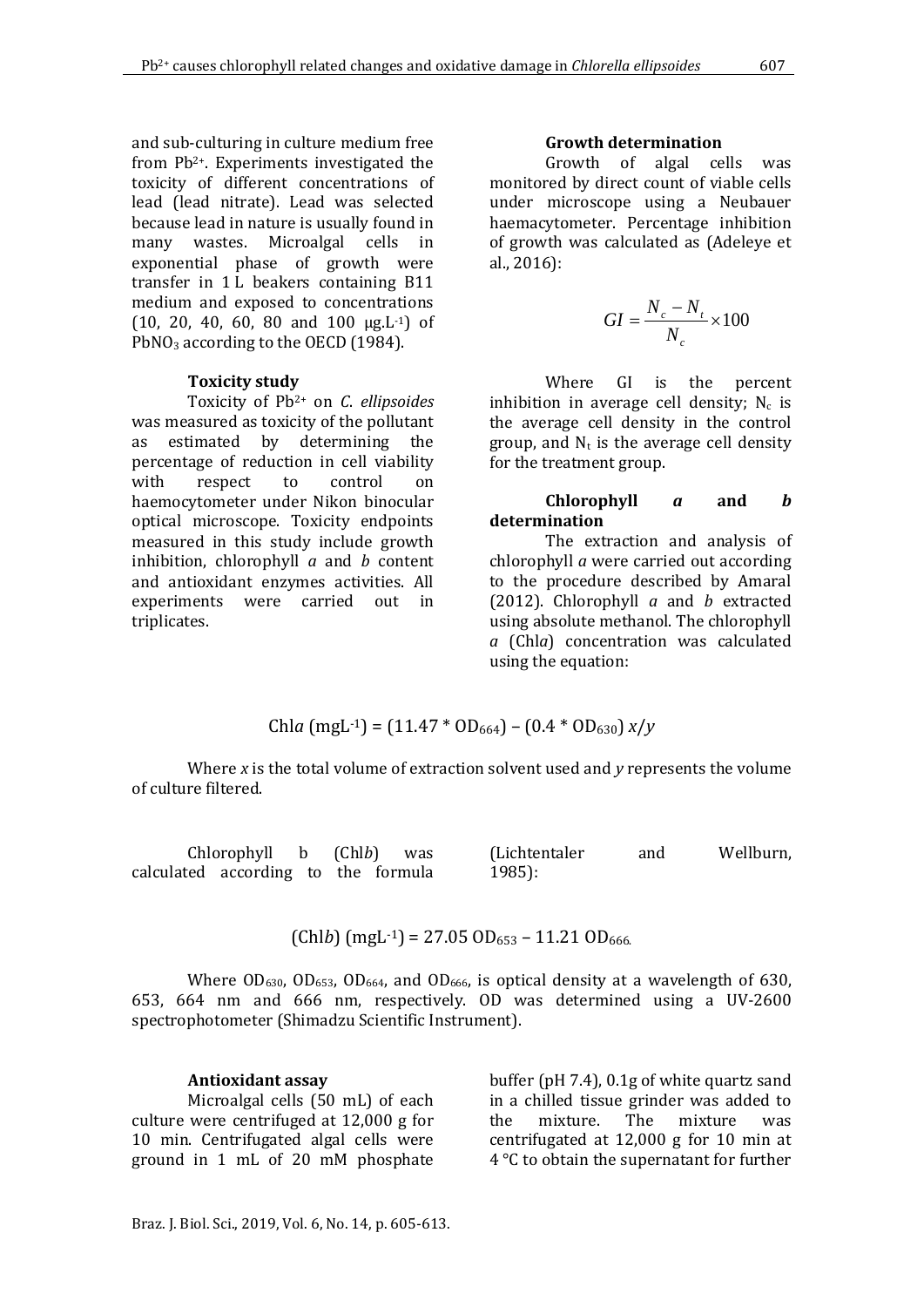and sub-culturing in culture medium free from $Pb^{2+}$. Experiments investigated the toxicity of different concentrations of lead (lead nitrate). Lead was selected because lead in nature is usually found in many wastes. Microalgal cells in exponential phase of growth were transfer in 1 L beakers containing B11 medium and exposed to concentrations (10, 20, 40, 60, 80 and 100 μg.L$^{-1}$) of $PbNO_3$ according to the OECD (1984).

#### Toxicity study

Toxicity of $Pb^{2+}$ on *C. ellipsoides* was measured as toxicity of the pollutant as estimated by determining the percentage of reduction in cell viability with respect to control on haemocytometer under Nikon binocular optical microscope. Toxicity endpoints measured in this study include growth inhibition, chlorophyll *a* and *b* content and antioxidant enzymes activities. All experiments were carried out in triplicates.

#### Growth determination

Growth of algal cells was monitored by direct count of viable cells under microscope using a Neubauer haemacytometer. Percentage inhibition of growth was calculated as (Adeleye et al., 2016):

$$GI = \frac{N_c - N_t}{N_c} \times 100$$

Where GI is the percent inhibition in average cell density; $N_c$ is the average cell density in the control group, and $N_t$ is the average cell density for the treatment group.

#### Chlorophyll *a* and *b* determination

The extraction and analysis of chlorophyll *a* were carried out according to the procedure described by Amaral (2012). Chlorophyll *a* and *b* extracted using absolute methanol. The chlorophyll *a* (Chl*a*) concentration was calculated using the equation:

$$\text{Chl}a\ (\text{mgL}^{-1}) = (11.47 * OD_{664}) - (0.4 * OD_{630})\ x/y$$

Where *x* is the total volume of extraction solvent used and *y* represents the volume of culture filtered.

Chlorophyll b (Chl*b*) was calculated according to the formula (Lichtentaler and Wellburn, 1985):

$$(\text{Chl}b)\ (\text{mgL}^{-1}) = 27.05\ OD_{653} - 11.21\ OD_{666.}$$

Where $OD_{630}$, $OD_{653}$, $OD_{664}$, and $OD_{666}$, is optical density at a wavelength of 630, 653, 664 nm and 666 nm, respectively. OD was determined using a UV-2600 spectrophotometer (Shimadzu Scientific Instrument).

#### Antioxidant assay

Microalgal cells (50 mL) of each culture were centrifuged at 12,000 g for 10 min. Centrifugated algal cells were ground in 1 mL of 20 mM phosphate buffer (pH 7.4), 0.1g of white quartz sand in a chilled tissue grinder was added to the mixture. The mixture was centrifugated at 12,000 g for 10 min at 4 °C to obtain the supernatant for further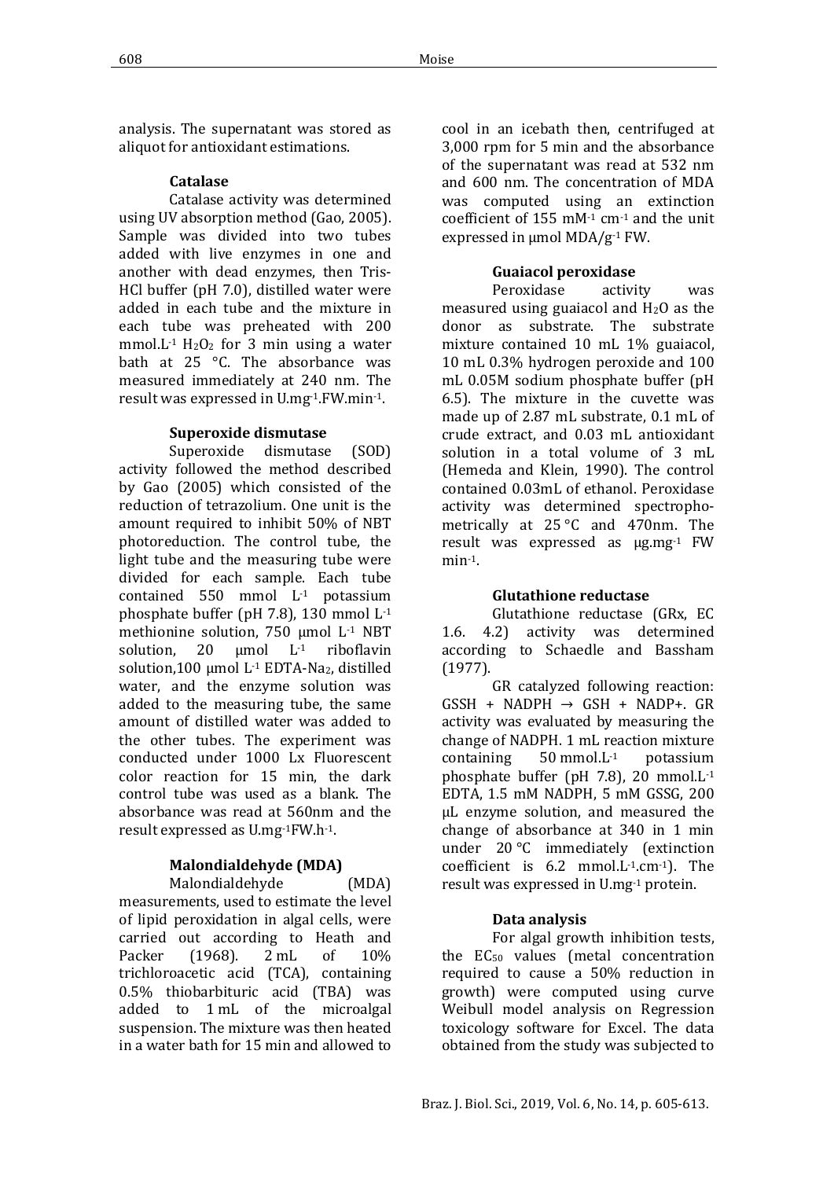analysis. The supernatant was stored as aliquot for antioxidant estimations.

### Catalase

Catalase activity was determined using UV absorption method (Gao, 2005). Sample was divided into two tubes added with live enzymes in one and another with dead enzymes, then Tris-HCl buffer (pH 7.0), distilled water were added in each tube and the mixture in each tube was preheated with 200 mmol.$L^{-1}$ $H_2O_2$ for 3 min using a water bath at 25 °C. The absorbance was measured immediately at 240 nm. The result was expressed in U.$mg^{-1}$.FW.$min^{-1}$.

### Superoxide dismutase

Superoxide dismutase (SOD) activity followed the method described by Gao (2005) which consisted of the reduction of tetrazolium. One unit is the amount required to inhibit 50% of NBT photoreduction. The control tube, the light tube and the measuring tube were divided for each sample. Each tube contained 550 mmol $L^{-1}$ potassium phosphate buffer (pH 7.8), 130 mmol $L^{-1}$ methionine solution, 750 µmol $L^{-1}$ NBT solution, 20 µmol $L^{-1}$ riboflavin solution,100 µmol $L^{-1}$ EDTA-$Na_2$, distilled water, and the enzyme solution was added to the measuring tube, the same amount of distilled water was added to the other tubes. The experiment was conducted under 1000 Lx Fluorescent color reaction for 15 min, the dark control tube was used as a blank. The absorbance was read at 560nm and the result expressed as U.$mg^{-1}$FW.$h^{-1}$.

### Malondialdehyde (MDA)

Malondialdehyde (MDA) measurements, used to estimate the level of lipid peroxidation in algal cells, were carried out according to Heath and Packer (1968). 2 mL of 10% trichloroacetic acid (TCA), containing 0.5% thiobarbituric acid (TBA) was added to 1 mL of the microalgal suspension. The mixture was then heated in a water bath for 15 min and allowed to cool in an icebath then, centrifuged at 3,000 rpm for 5 min and the absorbance of the supernatant was read at 532 nm and 600 nm. The concentration of MDA was computed using an extinction coefficient of 155 $mM^{-1}$ $cm^{-1}$ and the unit expressed in µmol MDA/$g^{-1}$ FW.

### Guaiacol peroxidase

Peroxidase activity was measured using guaiacol and $H_2O$ as the donor as substrate. The substrate mixture contained 10 mL 1% guaiacol, 10 mL 0.3% hydrogen peroxide and 100 mL 0.05M sodium phosphate buffer (pH 6.5). The mixture in the cuvette was made up of 2.87 mL substrate, 0.1 mL of crude extract, and 0.03 mL antioxidant solution in a total volume of 3 mL (Hemeda and Klein, 1990). The control contained 0.03mL of ethanol. Peroxidase activity was determined spectrophotometrically at 25 °C and 470nm. The result was expressed as µg.$mg^{-1}$ FW $min^{-1}$.

### Glutathione reductase

Glutathione reductase (GRx, EC 1.6. 4.2) activity was determined according to Schaedle and Bassham (1977).

GR catalyzed following reaction: GSSH + NADPH → GSH + NADP+. GR activity was evaluated by measuring the change of NADPH. 1 mL reaction mixture containing 50 mmol.$L^{-1}$ potassium phosphate buffer (pH 7.8), 20 mmol.$L^{-1}$ EDTA, 1.5 mM NADPH, 5 mM GSSG, 200 µL enzyme solution, and measured the change of absorbance at 340 in 1 min under 20 °C immediately (extinction coefficient is 6.2 mmol.$L^{-1}$.$cm^{-1}$). The result was expressed in U.$mg^{-1}$ protein.

### Data analysis

For algal growth inhibition tests, the $EC_{50}$ values (metal concentration required to cause a 50% reduction in growth) were computed using curve Weibull model analysis on Regression toxicology software for Excel. The data obtained from the study was subjected to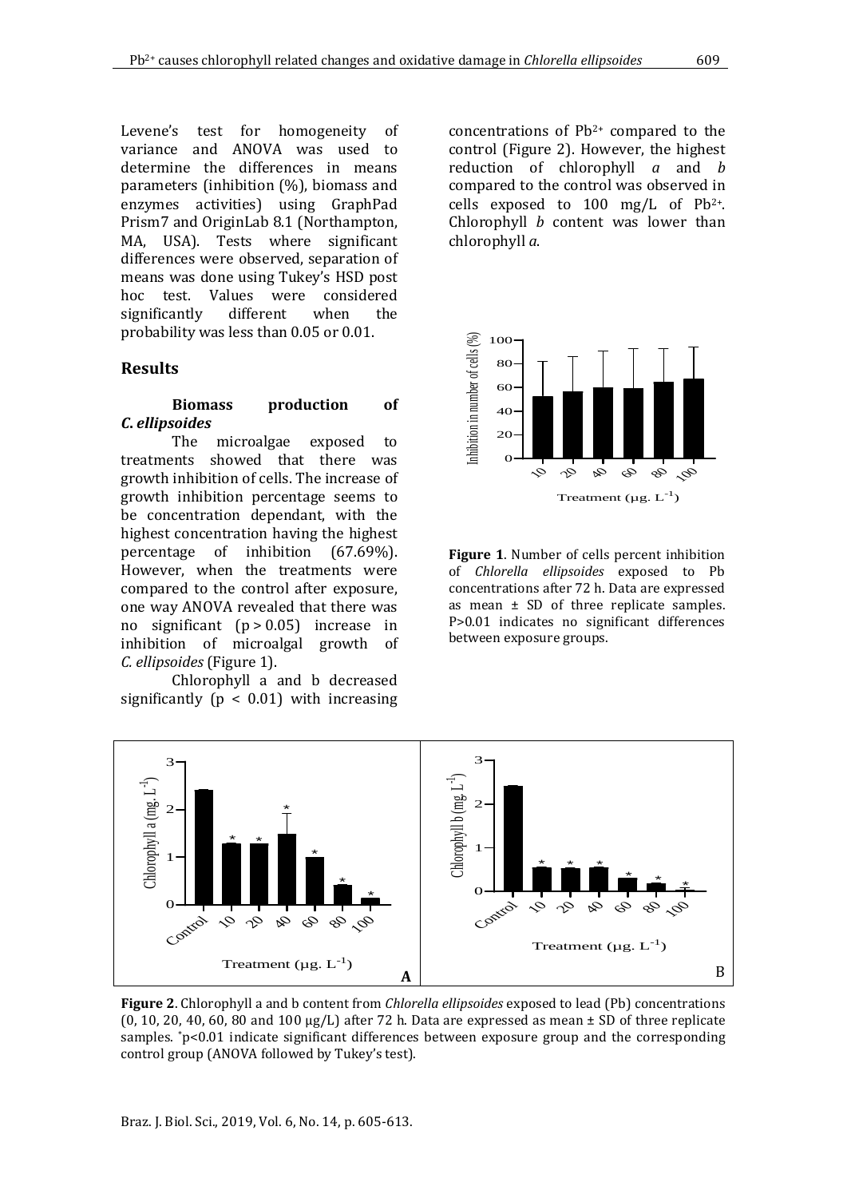Levene's test for homogeneity of variance and ANOVA was used to determine the differences in means parameters (inhibition (%), biomass and enzymes activities) using GraphPad Prism7 and OriginLab 8.1 (Northampton, MA, USA). Tests where significant differences were observed, separation of means was done using Tukey's HSD post hoc test. Values were considered significantly different when the probability was less than 0.05 or 0.01.

## Results

### Biomass production of *C. ellipsoides*

The microalgae exposed to treatments showed that there was growth inhibition of cells. The increase of growth inhibition percentage seems to be concentration dependant, with the highest concentration having the highest percentage of inhibition (67.69%). However, when the treatments were compared to the control after exposure, one way ANOVA revealed that there was no significant ($p > 0.05$) increase in inhibition of microalgal growth of *C. ellipsoides* (Figure 1).

Chlorophyll a and b decreased significantly ($p < 0.01$) with increasing concentrations of $Pb^{2+}$ compared to the control (Figure 2). However, the highest reduction of chlorophyll *a* and *b* compared to the control was observed in cells exposed to 100 mg/L of $Pb^{2+}$. Chlorophyll *b* content was lower than chlorophyll *a*.

**Figure 1**. Number of cells percent inhibition of *Chlorella ellipsoides* exposed to Pb concentrations after 72 h. Data are expressed as mean ± SD of three replicate samples. P>0.01 indicates no significant differences between exposure groups.

**Figure 2**. Chlorophyll a and b content from *Chlorella ellipsoides* exposed to lead (Pb) concentrations (0, 10, 20, 40, 60, 80 and 100 μg/L) after 72 h. Data are expressed as mean ± SD of three replicate samples. *p<0.01 indicate significant differences between exposure group and the corresponding control group (ANOVA followed by Tukey's test).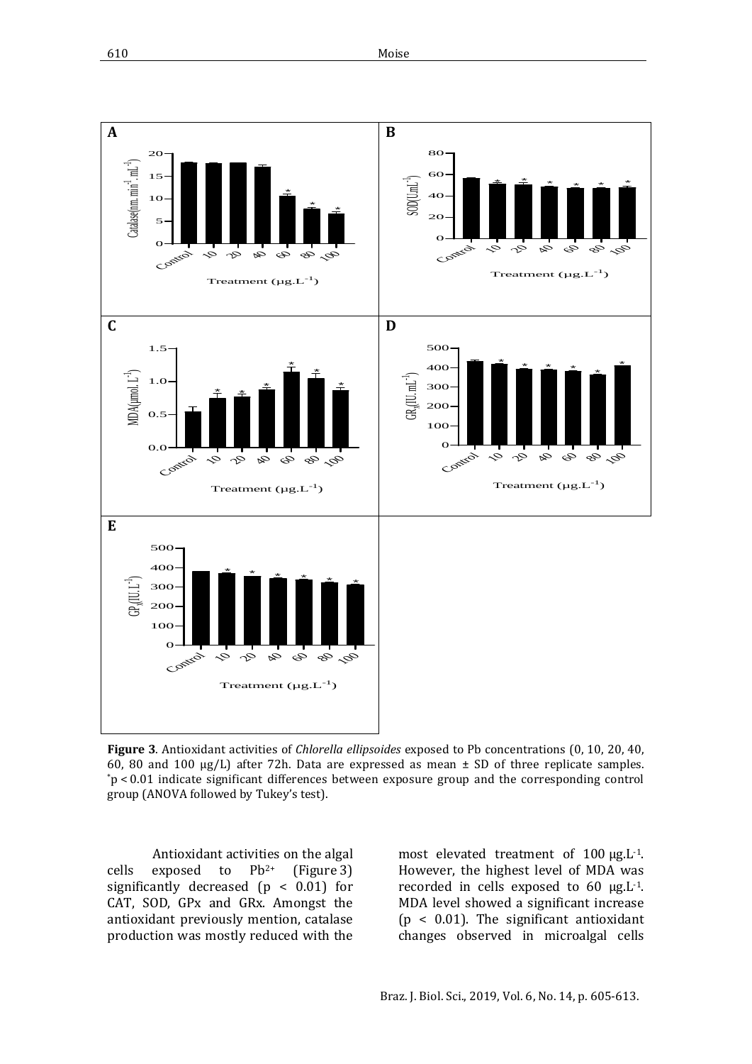**Figure 3**. Antioxidant activities of *Chlorella ellipsoides* exposed to Pb concentrations (0, 10, 20, 40, 60, 80 and 100 µg/L) after 72h. Data are expressed as mean ± SD of three replicate samples. *p < 0.01 indicate significant differences between exposure group and the corresponding control group (ANOVA followed by Tukey's test).

Antioxidant activities on the algal cells exposed to $Pb^{2+}$ (Figure 3) significantly decreased ($p < 0.01$) for CAT, SOD, GPx and GRx. Amongst the antioxidant previously mention, catalase production was mostly reduced with the most elevated treatment of 100 µg.L$^{-1}$. However, the highest level of MDA was recorded in cells exposed to 60 µg.L$^{-1}$. MDA level showed a significant increase ($p < 0.01$). The significant antioxidant changes observed in microalgal cells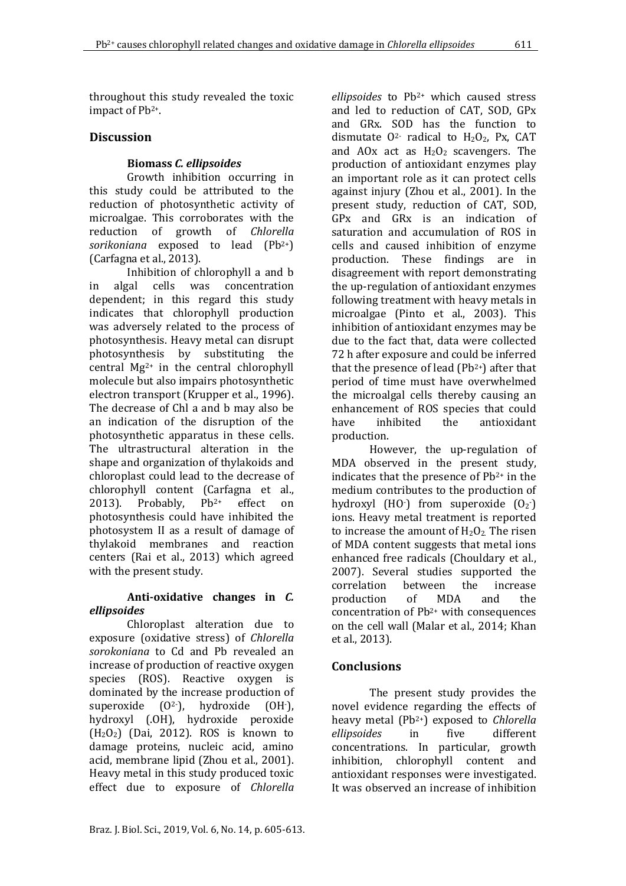throughout this study revealed the toxic impact of $Pb^{2+}$.

## Discussion

### Biomass *C. ellipsoides*

Growth inhibition occurring in this study could be attributed to the reduction of photosynthetic activity of microalgae. This corroborates with the reduction of growth of *Chlorella sorikoniana* exposed to lead ($Pb^{2+}$) (Carfagna et al., 2013).

Inhibition of chlorophyll a and b in algal cells was concentration dependent; in this regard this study indicates that chlorophyll production was adversely related to the process of photosynthesis. Heavy metal can disrupt photosynthesis by substituting the central $Mg^{2+}$ in the central chlorophyll molecule but also impairs photosynthetic electron transport (Krupper et al., 1996). The decrease of Chl a and b may also be an indication of the disruption of the photosynthetic apparatus in these cells. The ultrastructural alteration in the shape and organization of thylakoids and chloroplast could lead to the decrease of chlorophyll content (Carfagna et al., 2013). Probably, $Pb^{2+}$ effect on photosynthesis could have inhibited the photosystem II as a result of damage of thylakoid membranes and reaction centers (Rai et al., 2013) which agreed with the present study.

### Anti-oxidative changes in *C. ellipsoides*

Chloroplast alteration due to exposure (oxidative stress) of *Chlorella sorokoniana* to Cd and Pb revealed an increase of production of reactive oxygen species (ROS). Reactive oxygen is dominated by the increase production of superoxide ($O^{2-}$), hydroxide ($OH^-$), hydroxyl (.OH), hydroxide peroxide ($H_2O_2$) (Dai, 2012). ROS is known to damage proteins, nucleic acid, amino acid, membrane lipid (Zhou et al., 2001). Heavy metal in this study produced toxic effect due to exposure of *Chlorella ellipsoides* to $Pb^{2+}$ which caused stress and led to reduction of CAT, SOD, GPx and GRx. SOD has the function to dismutate $O^{2-}$ radical to $H_2O_2$, Px, CAT and AOx act as $H_2O_2$ scavengers. The production of antioxidant enzymes play an important role as it can protect cells against injury (Zhou et al., 2001). In the present study, reduction of CAT, SOD, GPx and GRx is an indication of saturation and accumulation of ROS in cells and caused inhibition of enzyme production. These findings are in disagreement with report demonstrating the up-regulation of antioxidant enzymes following treatment with heavy metals in microalgae (Pinto et al., 2003). This inhibition of antioxidant enzymes may be due to the fact that, data were collected 72 h after exposure and could be inferred that the presence of lead ($Pb^{2+}$) after that period of time must have overwhelmed the microalgal cells thereby causing an enhancement of ROS species that could have inhibited the antioxidant production.

However, the up-regulation of MDA observed in the present study, indicates that the presence of $Pb^{2+}$ in the medium contributes to the production of hydroxyl ($HO^-$) from superoxide ($O_2^-$) ions. Heavy metal treatment is reported to increase the amount of $H_2O_2$. The risen of MDA content suggests that metal ions enhanced free radicals (Chouldary et al., 2007). Several studies supported the correlation between the increase production of MDA and the concentration of $Pb^{2+}$ with consequences on the cell wall (Malar et al., 2014; Khan et al., 2013).

## Conclusions

The present study provides the novel evidence regarding the effects of heavy metal ($Pb^{2+}$) exposed to *Chlorella ellipsoides* in five different concentrations. In particular, growth inhibition, chlorophyll content and antioxidant responses were investigated. It was observed an increase of inhibition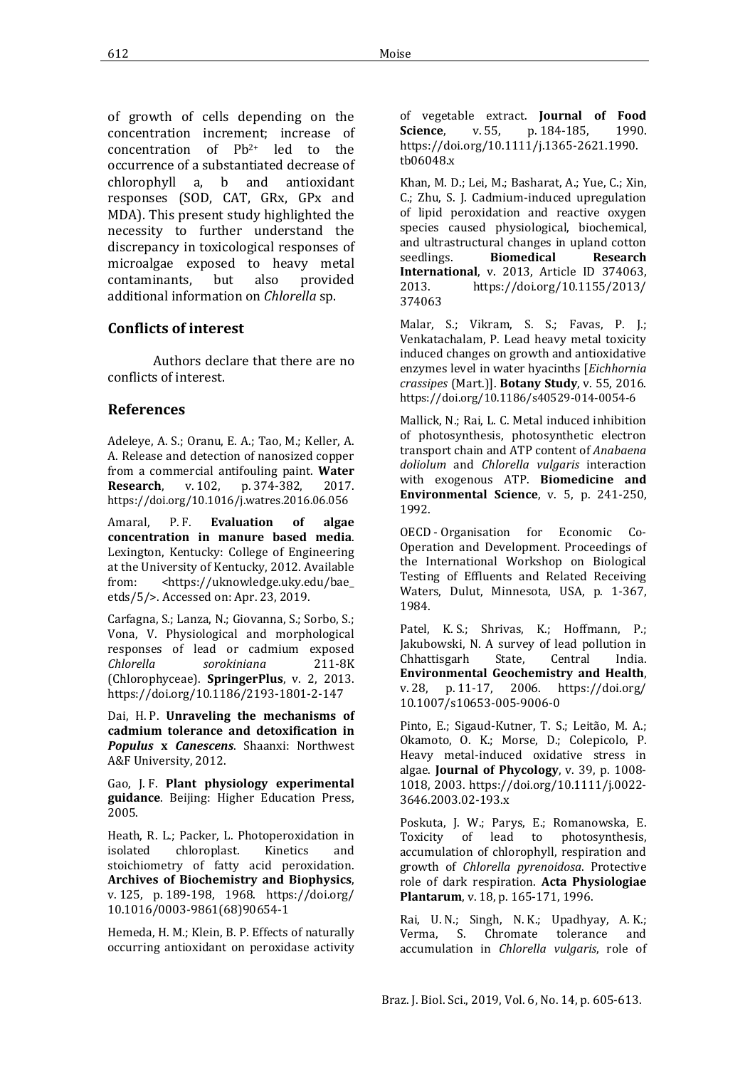of growth of cells depending on the concentration increment; increase of concentration of $Pb^{2+}$ led to the occurrence of a substantiated decrease of chlorophyll a, b and antioxidant responses (SOD, CAT, GRx, GPx and MDA). This present study highlighted the necessity to further understand the discrepancy in toxicological responses of microalgae exposed to heavy metal contaminants, but also provided additional information on *Chlorella* sp.

## Conflicts of interest

Authors declare that there are no conflicts of interest.

## References

Adeleye, A. S.; Oranu, E. A.; Tao, M.; Keller, A. A. Release and detection of nanosized copper from a commercial antifouling paint. **Water Research**, v. 102, p. 374-382, 2017. https://doi.org/10.1016/j.watres.2016.06.056

Amaral, P. F. **Evaluation of algae concentration in manure based media**. Lexington, Kentucky: College of Engineering at the University of Kentucky, 2012. Available from: <https://uknowledge.uky.edu/bae_etds/5/>. Accessed on: Apr. 23, 2019.

Carfagna, S.; Lanza, N.; Giovanna, S.; Sorbo, S.; Vona, V. Physiological and morphological responses of lead or cadmium exposed *Chlorella sorokiniana* 211-8K (Chlorophyceae). **SpringerPlus**, v. 2, 2013. https://doi.org/10.1186/2193-1801-2-147

Dai, H. P. **Unraveling the mechanisms of cadmium tolerance and detoxification in *Populus* x *Canescens***. Shaanxi: Northwest A&F University, 2012.

Gao, J. F. **Plant physiology experimental guidance**. Beijing: Higher Education Press, 2005.

Heath, R. L.; Packer, L. Photoperoxidation in isolated chloroplast. Kinetics and stoichiometry of fatty acid peroxidation. **Archives of Biochemistry and Biophysics**, v. 125, p. 189-198, 1968. https://doi.org/10.1016/0003-9861(68)90654-1

Hemeda, H. M.; Klein, B. P. Effects of naturally occurring antioxidant on peroxidase activity of vegetable extract. **Journal of Food Science**, v. 55, p. 184-185, 1990. https://doi.org/10.1111/j.1365-2621.1990.tb06048.x

Khan, M. D.; Lei, M.; Basharat, A.; Yue, C.; Xin, C.; Zhu, S. J. Cadmium-induced upregulation of lipid peroxidation and reactive oxygen species caused physiological, biochemical, and ultrastructural changes in upland cotton seedlings. **Biomedical Research International**, v. 2013, Article ID 374063, 2013. https://doi.org/10.1155/2013/374063

Malar, S.; Vikram, S. S.; Favas, P. J.; Venkatachalam, P. Lead heavy metal toxicity induced changes on growth and antioxidative enzymes level in water hyacinths [*Eichhornia crassipes* (Mart.)]. **Botany Study**, v. 55, 2016. https://doi.org/10.1186/s40529-014-0054-6

Mallick, N.; Rai, L. C. Metal induced inhibition of photosynthesis, photosynthetic electron transport chain and ATP content of *Anabaena doliolum* and *Chlorella vulgaris* interaction with exogenous ATP. **Biomedicine and Environmental Science**, v. 5, p. 241-250, 1992.

OECD - Organisation for Economic Co-Operation and Development. Proceedings of the International Workshop on Biological Testing of Effluents and Related Receiving Waters, Dulut, Minnesota, USA, p. 1-367, 1984.

Patel, K. S.; Shrivas, K.; Hoffmann, P.; Jakubowski, N. A survey of lead pollution in Chhattisgarh State, Central India. **Environmental Geochemistry and Health**, v. 28, p. 11-17, 2006. https://doi.org/10.1007/s10653-005-9006-0

Pinto, E.; Sigaud-Kutner, T. S.; Leitão, M. A.; Okamoto, O. K.; Morse, D.; Colepicolo, P. Heavy metal-induced oxidative stress in algae. **Journal of Phycology**, v. 39, p. 1008-1018, 2003. https://doi.org/10.1111/j.0022-3646.2003.02-193.x

Poskuta, J. W.; Parys, E.; Romanowska, E. Toxicity of lead to photosynthesis, accumulation of chlorophyll, respiration and growth of *Chlorella pyrenoidosa*. Protective role of dark respiration. **Acta Physiologiae Plantarum**, v. 18, p. 165-171, 1996.

Rai, U. N.; Singh, N. K.; Upadhyay, A. K.; Verma, S. Chromate tolerance and accumulation in *Chlorella vulgaris*, role of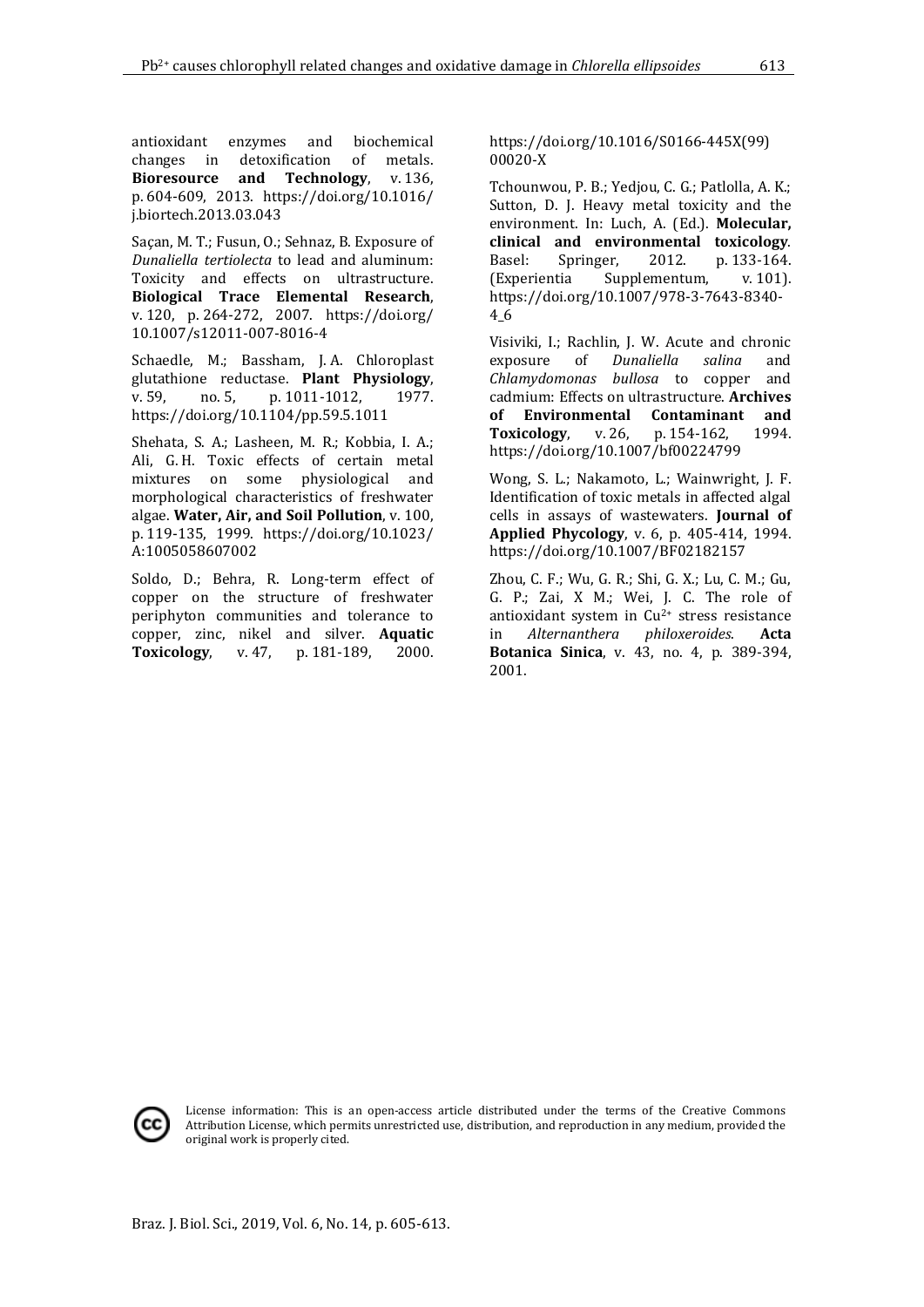antioxidant enzymes and biochemical changes in detoxification of metals. **Bioresource and Technology**, v. 136, p. 604-609, 2013. https://doi.org/10.1016/j.biortech.2013.03.043

Saçan, M. T.; Fusun, O.; Sehnaz, B. Exposure of *Dunaliella tertiolecta* to lead and aluminum: Toxicity and effects on ultrastructure. **Biological Trace Elemental Research**, v. 120, p. 264-272, 2007. https://doi.org/10.1007/s12011-007-8016-4

Schaedle, M.; Bassham, J. A. Chloroplast glutathione reductase. **Plant Physiology**, v. 59, no. 5, p. 1011-1012, 1977. https://doi.org/10.1104/pp.59.5.1011

Shehata, S. A.; Lasheen, M. R.; Kobbia, I. A.; Ali, G. H. Toxic effects of certain metal mixtures on some physiological and morphological characteristics of freshwater algae. **Water, Air, and Soil Pollution**, v. 100, p. 119-135, 1999. https://doi.org/10.1023/A:1005058607002

Soldo, D.; Behra, R. Long-term effect of copper on the structure of freshwater periphyton communities and tolerance to copper, zinc, nikel and silver. **Aquatic Toxicology**, v. 47, p. 181-189, 2000. https://doi.org/10.1016/S0166-445X(99)00020-X

Tchounwou, P. B.; Yedjou, C. G.; Patlolla, A. K.; Sutton, D. J. Heavy metal toxicity and the environment. In: Luch, A. (Ed.). **Molecular, clinical and environmental toxicology**. Basel: Springer, 2012. p. 133-164. (Experientia Supplementum, v. 101). https://doi.org/10.1007/978-3-7643-8340-4_6

Visiviki, I.; Rachlin, J. W. Acute and chronic exposure of *Dunaliella salina* and *Chlamydomonas bullosa* to copper and cadmium: Effects on ultrastructure. **Archives of Environmental Contaminant and Toxicology**, v. 26, p. 154-162, 1994. https://doi.org/10.1007/bf00224799

Wong, S. L.; Nakamoto, L.; Wainwright, J. F. Identification of toxic metals in affected algal cells in assays of wastewaters. **Journal of Applied Phycology**, v. 6, p. 405-414, 1994. https://doi.org/10.1007/BF02182157

Zhou, C. F.; Wu, G. R.; Shi, G. X.; Lu, C. M.; Gu, G. P.; Zai, X M.; Wei, J. C. The role of antioxidant system in $Cu^{2+}$ stress resistance in *Alternanthera philoxeroides*. **Acta Botanica Sinica**, v. 43, no. 4, p. 389-394, 2001.

License information: This is an open-access article distributed under the terms of the Creative Commons Attribution License, which permits unrestricted use, distribution, and reproduction in any medium, provided the original work is properly cited.